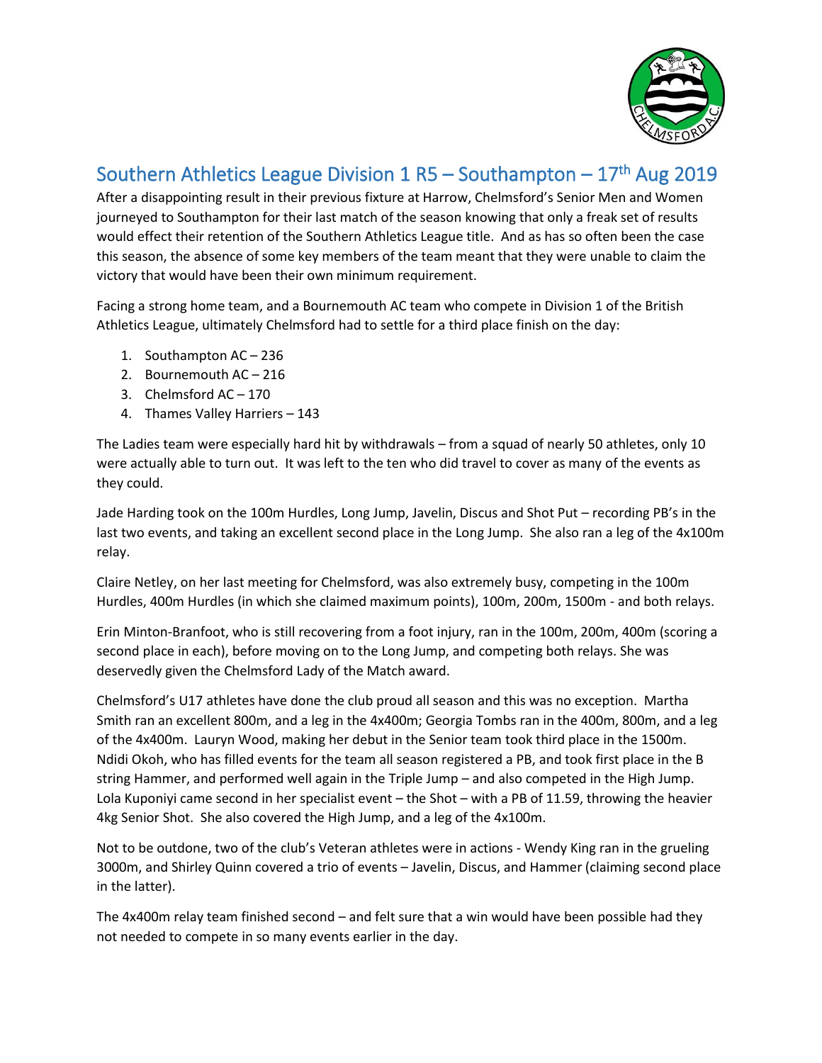# Southern Athletics League Division 1 R5 – Southampton – 17th Aug 2019

After a disappointing result in their previous fixture at Harrow, Chelmsford's Senior Men and Women journeyed to Southampton for their last match of the season knowing that only a freak set of results would effect their retention of the Southern Athletics League title. And as has so often been the case this season, the absence of some key members of the team meant that they were unable to claim the victory that would have been their own minimum requirement.

Facing a strong home team, and a Bournemouth AC team who compete in Division 1 of the British Athletics League, ultimately Chelmsford had to settle for a third place finish on the day:

1. Southampton AC – 236
2. Bournemouth AC – 216
3. Chelmsford AC – 170
4. Thames Valley Harriers – 143

The Ladies team were especially hard hit by withdrawals – from a squad of nearly 50 athletes, only 10 were actually able to turn out. It was left to the ten who did travel to cover as many of the events as they could.

Jade Harding took on the 100m Hurdles, Long Jump, Javelin, Discus and Shot Put – recording PB's in the last two events, and taking an excellent second place in the Long Jump. She also ran a leg of the 4x100m relay.

Claire Netley, on her last meeting for Chelmsford, was also extremely busy, competing in the 100m Hurdles, 400m Hurdles (in which she claimed maximum points), 100m, 200m, 1500m - and both relays.

Erin Minton-Branfoot, who is still recovering from a foot injury, ran in the 100m, 200m, 400m (scoring a second place in each), before moving on to the Long Jump, and competing both relays. She was deservedly given the Chelmsford Lady of the Match award.

Chelmsford's U17 athletes have done the club proud all season and this was no exception. Martha Smith ran an excellent 800m, and a leg in the 4x400m; Georgia Tombs ran in the 400m, 800m, and a leg of the 4x400m. Lauryn Wood, making her debut in the Senior team took third place in the 1500m. Ndidi Okoh, who has filled events for the team all season registered a PB, and took first place in the B string Hammer, and performed well again in the Triple Jump – and also competed in the High Jump. Lola Kuponiyi came second in her specialist event – the Shot – with a PB of 11.59, throwing the heavier 4kg Senior Shot. She also covered the High Jump, and a leg of the 4x100m.

Not to be outdone, two of the club's Veteran athletes were in actions - Wendy King ran in the grueling 3000m, and Shirley Quinn covered a trio of events – Javelin, Discus, and Hammer (claiming second place in the latter).

The 4x400m relay team finished second – and felt sure that a win would have been possible had they not needed to compete in so many events earlier in the day.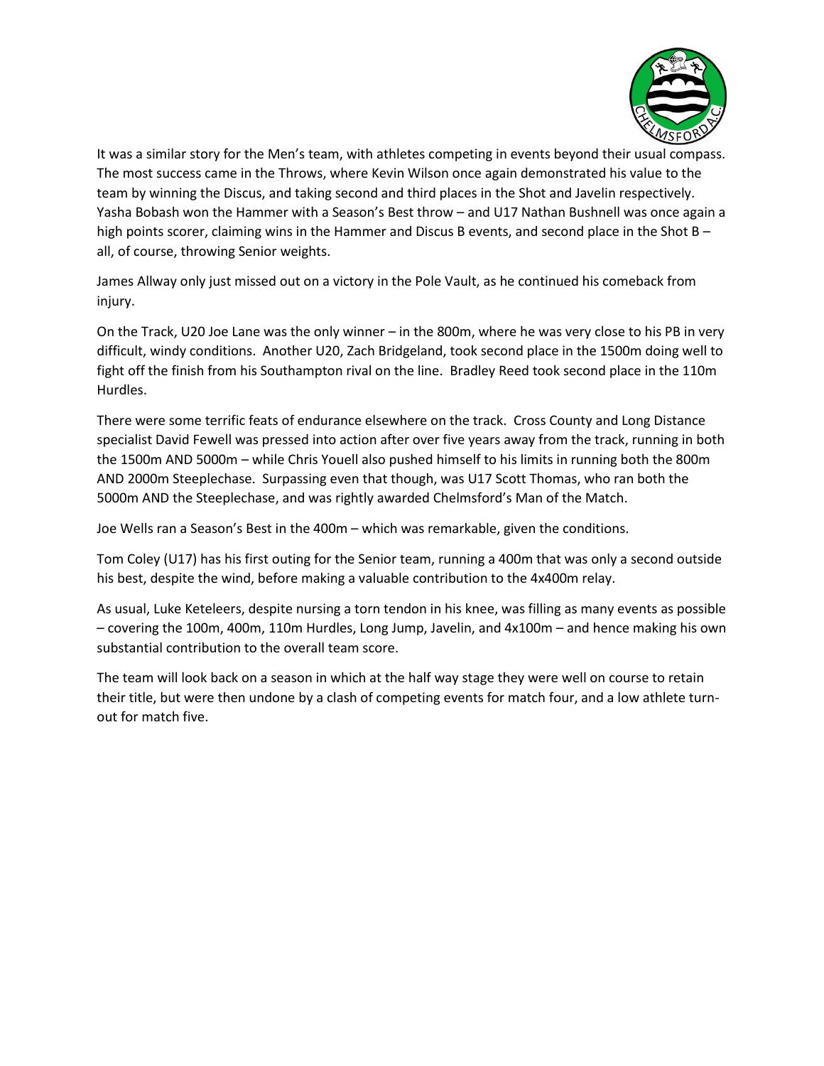It was a similar story for the Men's team, with athletes competing in events beyond their usual compass. The most success came in the Throws, where Kevin Wilson once again demonstrated his value to the team by winning the Discus, and taking second and third places in the Shot and Javelin respectively. Yasha Bobash won the Hammer with a Season's Best throw – and U17 Nathan Bushnell was once again a high points scorer, claiming wins in the Hammer and Discus B events, and second place in the Shot B – all, of course, throwing Senior weights.

James Allway only just missed out on a victory in the Pole Vault, as he continued his comeback from injury.

On the Track, U20 Joe Lane was the only winner – in the 800m, where he was very close to his PB in very difficult, windy conditions. Another U20, Zach Bridgeland, took second place in the 1500m doing well to fight off the finish from his Southampton rival on the line. Bradley Reed took second place in the 110m Hurdles.

There were some terrific feats of endurance elsewhere on the track. Cross County and Long Distance specialist David Fewell was pressed into action after over five years away from the track, running in both the 1500m AND 5000m – while Chris Youell also pushed himself to his limits in running both the 800m AND 2000m Steeplechase. Surpassing even that though, was U17 Scott Thomas, who ran both the 5000m AND the Steeplechase, and was rightly awarded Chelmsford's Man of the Match.

Joe Wells ran a Season's Best in the 400m – which was remarkable, given the conditions.

Tom Coley (U17) has his first outing for the Senior team, running a 400m that was only a second outside his best, despite the wind, before making a valuable contribution to the 4x400m relay.

As usual, Luke Keteleers, despite nursing a torn tendon in his knee, was filling as many events as possible – covering the 100m, 400m, 110m Hurdles, Long Jump, Javelin, and 4x100m – and hence making his own substantial contribution to the overall team score.

The team will look back on a season in which at the half way stage they were well on course to retain their title, but were then undone by a clash of competing events for match four, and a low athlete turn-out for match five.